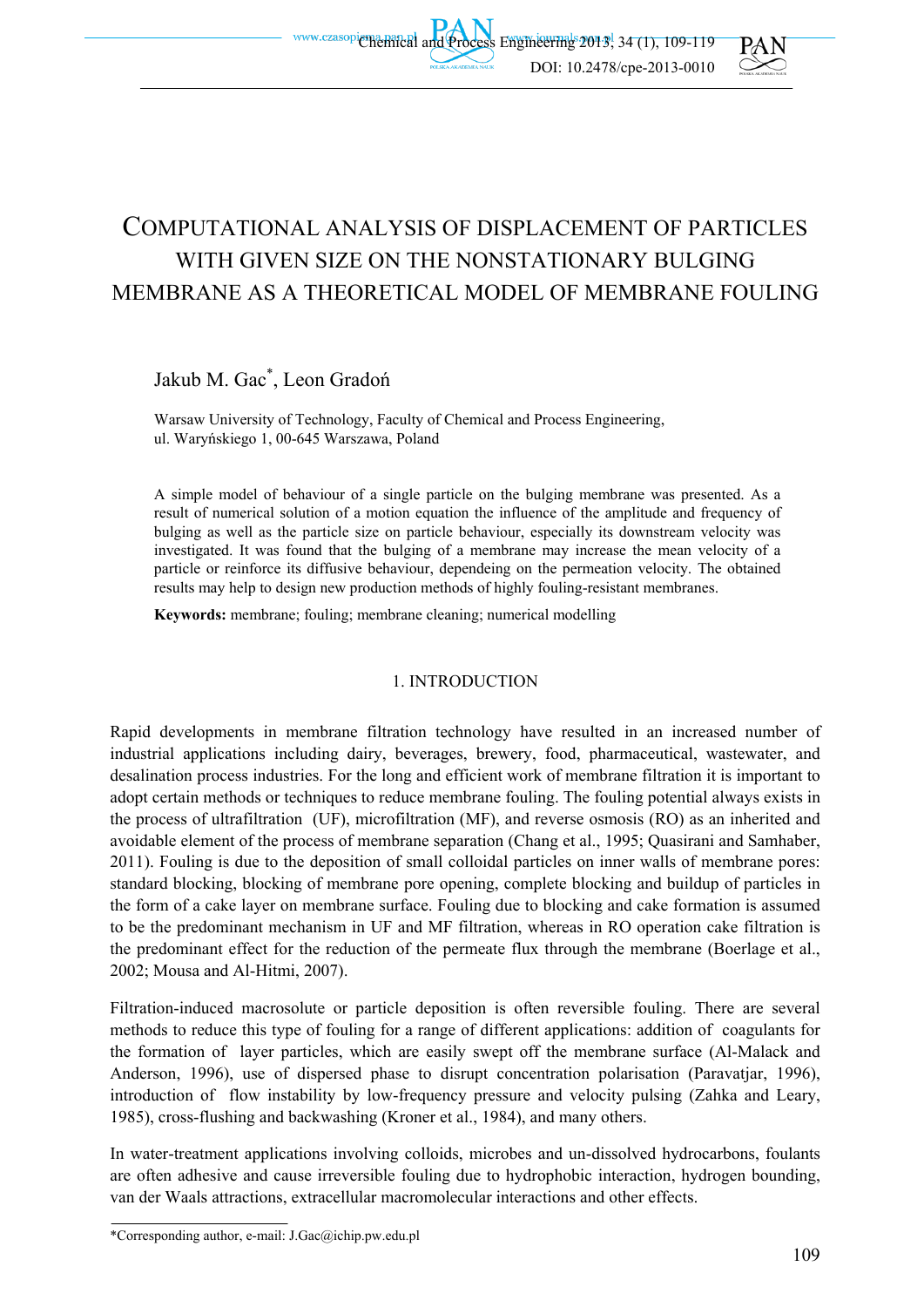# COMPUTATIONAL ANALYSIS OF DISPLACEMENT OF PARTICLES WITH GIVEN SIZE ON THE NONSTATIONARY BULGING MEMBRANE AS A THEORETICAL MODEL OF MEMBRANE FOULING

Jakub M. Gac*, Leon Gradoń

Warsaw University of Technology, Faculty of Chemical and Process Engineering, ul. Waryńskiego 1, 00-645 Warszawa, Poland

A simple model of behaviour of a single particle on the bulging membrane was presented. As a result of numerical solution of a motion equation the influence of the amplitude and frequency of bulging as well as the particle size on particle behaviour, especially its downstream velocity was investigated. It was found that the bulging of a membrane may increase the mean velocity of a particle or reinforce its diffusive behaviour, dependeing on the permeation velocity. The obtained results may help to design new production methods of highly fouling-resistant membranes.

**Keywords:** membrane; fouling; membrane cleaning; numerical modelling

## 1. INTRODUCTION

Rapid developments in membrane filtration technology have resulted in an increased number of industrial applications including dairy, beverages, brewery, food, pharmaceutical, wastewater, and desalination process industries. For the long and efficient work of membrane filtration it is important to adopt certain methods or techniques to reduce membrane fouling. The fouling potential always exists in the process of ultrafiltration (UF), microfiltration (MF), and reverse osmosis (RO) as an inherited and avoidable element of the process of membrane separation (Chang et al., 1995; Quasirani and Samhaber, 2011). Fouling is due to the deposition of small colloidal particles on inner walls of membrane pores: standard blocking, blocking of membrane pore opening, complete blocking and buildup of particles in the form of a cake layer on membrane surface. Fouling due to blocking and cake formation is assumed to be the predominant mechanism in UF and MF filtration, whereas in RO operation cake filtration is the predominant effect for the reduction of the permeate flux through the membrane (Boerlage et al., 2002; Mousa and Al-Hitmi, 2007).

Filtration-induced macrosolute or particle deposition is often reversible fouling. There are several methods to reduce this type of fouling for a range of different applications: addition of coagulants for the formation of layer particles, which are easily swept off the membrane surface (Al-Malack and Anderson, 1996), use of dispersed phase to disrupt concentration polarisation (Paravatjar, 1996), introduction of flow instability by low-frequency pressure and velocity pulsing (Zahka and Leary, 1985), cross-flushing and backwashing (Kroner et al., 1984), and many others.

In water-treatment applications involving colloids, microbes and un-dissolved hydrocarbons, foulants are often adhesive and cause irreversible fouling due to hydrophobic interaction, hydrogen bounding, van der Waals attractions, extracellular macromolecular interactions and other effects.

*Corresponding author, e-mail: J.Gac@ichip.pw.edu.pl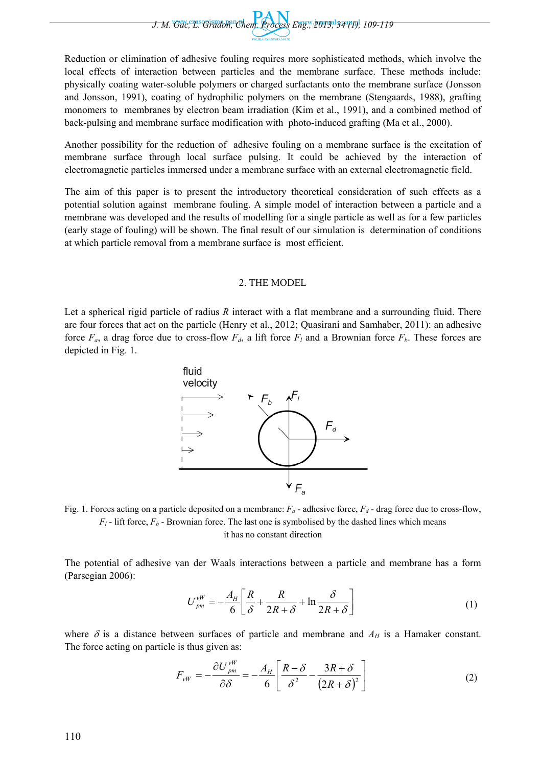Reduction or elimination of adhesive fouling requires more sophisticated methods, which involve the local effects of interaction between particles and the membrane surface. These methods include: physically coating water-soluble polymers or charged surfactants onto the membrane surface (Jonsson and Jonsson, 1991), coating of hydrophilic polymers on the membrane (Stengaards, 1988), grafting monomers to membranes by electron beam irradiation (Kim et al., 1991), and a combined method of back-pulsing and membrane surface modification with photo-induced grafting (Ma et al., 2000).

Another possibility for the reduction of adhesive fouling on a membrane surface is the excitation of membrane surface through local surface pulsing. It could be achieved by the interaction of electromagnetic particles immersed under a membrane surface with an external electromagnetic field.

The aim of this paper is to present the introductory theoretical consideration of such effects as a potential solution against membrane fouling. A simple model of interaction between a particle and a membrane was developed and the results of modelling for a single particle as well as for a few particles (early stage of fouling) will be shown. The final result of our simulation is determination of conditions at which particle removal from a membrane surface is most efficient.

## 2. THE MODEL

Let a spherical rigid particle of radius $R$ interact with a flat membrane and a surrounding fluid. There are four forces that act on the particle (Henry et al., 2012; Quasirani and Samhaber, 2011): an adhesive force $F_a$, a drag force due to cross-flow $F_d$, a lift force $F_l$ and a Brownian force $F_b$. These forces are depicted in Fig. 1.

Fig. 1. Forces acting on a particle deposited on a membrane: $F_a$ - adhesive force, $F_d$ - drag force due to cross-flow, $F_l$ - lift force, $F_b$ - Brownian force. The last one is symbolised by the dashed lines which means it has no constant direction

The potential of adhesive van der Waals interactions between a particle and membrane has a form (Parsegian 2006):

$$U_{pm}^{vW} = -\frac{A_H}{6}\left[\frac{R}{\delta} + \frac{R}{2R+\delta} + \ln\frac{\delta}{2R+\delta}\right] \tag{1}$$

where $\delta$ is a distance between surfaces of particle and membrane and $A_H$ is a Hamaker constant. The force acting on particle is thus given as:

$$F_{vW} = -\frac{\partial U_{pm}^{vW}}{\partial \delta} = -\frac{A_H}{6}\left[\frac{R-\delta}{\delta^2} - \frac{3R+\delta}{(2R+\delta)^2}\right] \tag{2}$$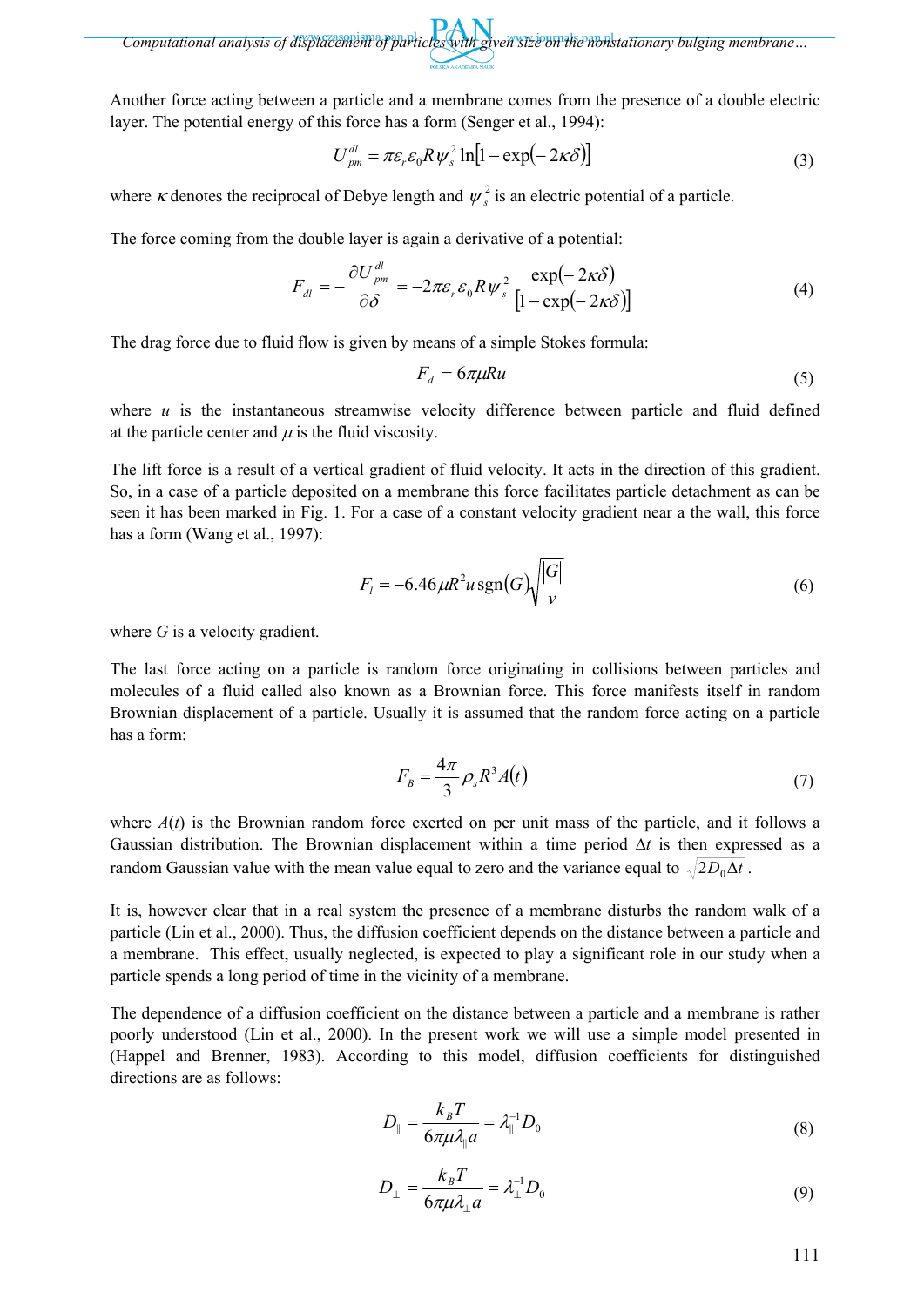Another force acting between a particle and a membrane comes from the presence of a double electric layer. The potential energy of this force has a form (Senger et al., 1994):

$$U_{pm}^{dl} = \pi \varepsilon_r \varepsilon_0 R \psi_s^2 \ln[1 - \exp(-2\kappa\delta)] \tag{3}$$

where $\kappa$ denotes the reciprocal of Debye length and $\psi_s^2$ is an electric potential of a particle.

The force coming from the double layer is again a derivative of a potential:

$$F_{dl} = -\frac{\partial U_{pm}^{dl}}{\partial \delta} = -2\pi \varepsilon_r \varepsilon_0 R \psi_s^2 \frac{\exp(-2\kappa\delta)}{[1 - \exp(-2\kappa\delta)]} \tag{4}$$

The drag force due to fluid flow is given by means of a simple Stokes formula:

$$F_d = 6\pi\mu R u \tag{5}$$

where $u$ is the instantaneous streamwise velocity difference between particle and fluid defined at the particle center and $\mu$ is the fluid viscosity.

The lift force is a result of a vertical gradient of fluid velocity. It acts in the direction of this gradient. So, in a case of a particle deposited on a membrane this force facilitates particle detachment as can be seen it has been marked in Fig. 1. For a case of a constant velocity gradient near a the wall, this force has a form (Wang et al., 1997):

$$F_l = -6.46 \mu R^2 u \,\mathrm{sgn}(G) \sqrt{\frac{|G|}{\nu}} \tag{6}$$

where $G$ is a velocity gradient.

The last force acting on a particle is random force originating in collisions between particles and molecules of a fluid called also known as a Brownian force. This force manifests itself in random Brownian displacement of a particle. Usually it is assumed that the random force acting on a particle has a form:

$$F_B = \frac{4\pi}{3} \rho_s R^3 A(t) \tag{7}$$

where $A(t)$ is the Brownian random force exerted on per unit mass of the particle, and it follows a Gaussian distribution. The Brownian displacement within a time period $\Delta t$ is then expressed as a random Gaussian value with the mean value equal to zero and the variance equal to $\sqrt{2D_0\Delta t}$.

It is, however clear that in a real system the presence of a membrane disturbs the random walk of a particle (Lin et al., 2000). Thus, the diffusion coefficient depends on the distance between a particle and a membrane. This effect, usually neglected, is expected to play a significant role in our study when a particle spends a long period of time in the vicinity of a membrane.

The dependence of a diffusion coefficient on the distance between a particle and a membrane is rather poorly understood (Lin et al., 2000). In the present work we will use a simple model presented in (Happel and Brenner, 1983). According to this model, diffusion coefficients for distinguished directions are as follows:

$$D_{\parallel} = \frac{k_B T}{6\pi\mu\lambda_{\parallel} a} = \lambda_{\parallel}^{-1} D_0 \tag{8}$$

$$D_{\perp} = \frac{k_B T}{6\pi\mu\lambda_{\perp} a} = \lambda_{\perp}^{-1} D_0 \tag{9}$$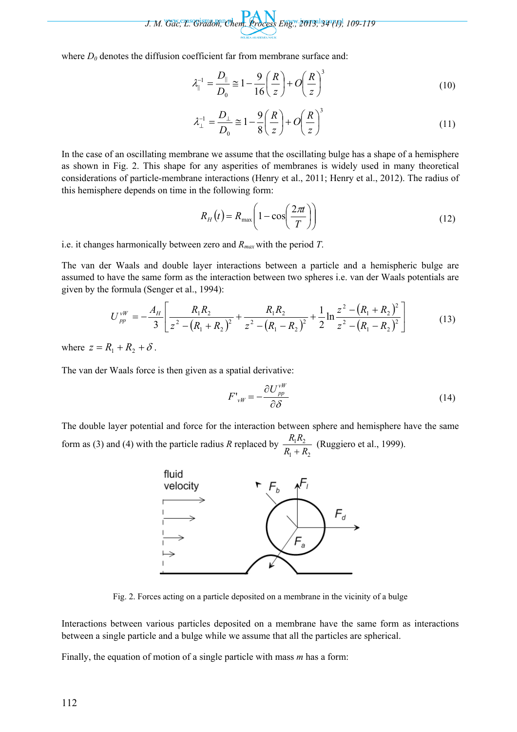where $D_0$ denotes the diffusion coefficient far from membrane surface and:

$$\lambda_{\parallel}^{-1} = \frac{D_{\parallel}}{D_0} \cong 1 - \frac{9}{16}\left(\frac{R}{z}\right) + O\left(\frac{R}{z}\right)^3 \tag{10}$$

$$\lambda_{\perp}^{-1} = \frac{D_{\perp}}{D_0} \cong 1 - \frac{9}{8}\left(\frac{R}{z}\right) + O\left(\frac{R}{z}\right)^3 \tag{11}$$

In the case of an oscillating membrane we assume that the oscillating bulge has a shape of a hemisphere as shown in Fig. 2. This shape for any asperities of membranes is widely used in many theoretical considerations of particle-membrane interactions (Henry et al., 2011; Henry et al., 2012). The radius of this hemisphere depends on time in the following form:

$$R_H(t) = R_{\max}\left(1 - \cos\left(\frac{2\pi t}{T}\right)\right) \tag{12}$$

i.e. it changes harmonically between zero and $R_{max}$ with the period $T$.

The van der Waals and double layer interactions between a particle and a hemispheric bulge are assumed to have the same form as the interaction between two spheres i.e. van der Waals potentials are given by the formula (Senger et al., 1994):

$$U_{pp}^{vW} = -\frac{A_H}{3}\left[\frac{R_1 R_2}{z^2 - (R_1 + R_2)^2} + \frac{R_1 R_2}{z^2 - (R_1 - R_2)^2} + \frac{1}{2}\ln\frac{z^2 - (R_1 + R_2)^2}{z^2 - (R_1 - R_2)^2}\right] \tag{13}$$

where $z = R_1 + R_2 + \delta$.

The van der Waals force is then given as a spatial derivative:

$$F'_{vW} = -\frac{\partial U_{pp}^{vW}}{\partial \delta} \tag{14}$$

The double layer potential and force for the interaction between sphere and hemisphere have the same form as (3) and (4) with the particle radius $R$ replaced by $\frac{R_1 R_2}{R_1 + R_2}$ (Ruggiero et al., 1999).

Fig. 2. Forces acting on a particle deposited on a membrane in the vicinity of a bulge

Interactions between various particles deposited on a membrane have the same form as interactions between a single particle and a bulge while we assume that all the particles are spherical.

Finally, the equation of motion of a single particle with mass $m$ has a form: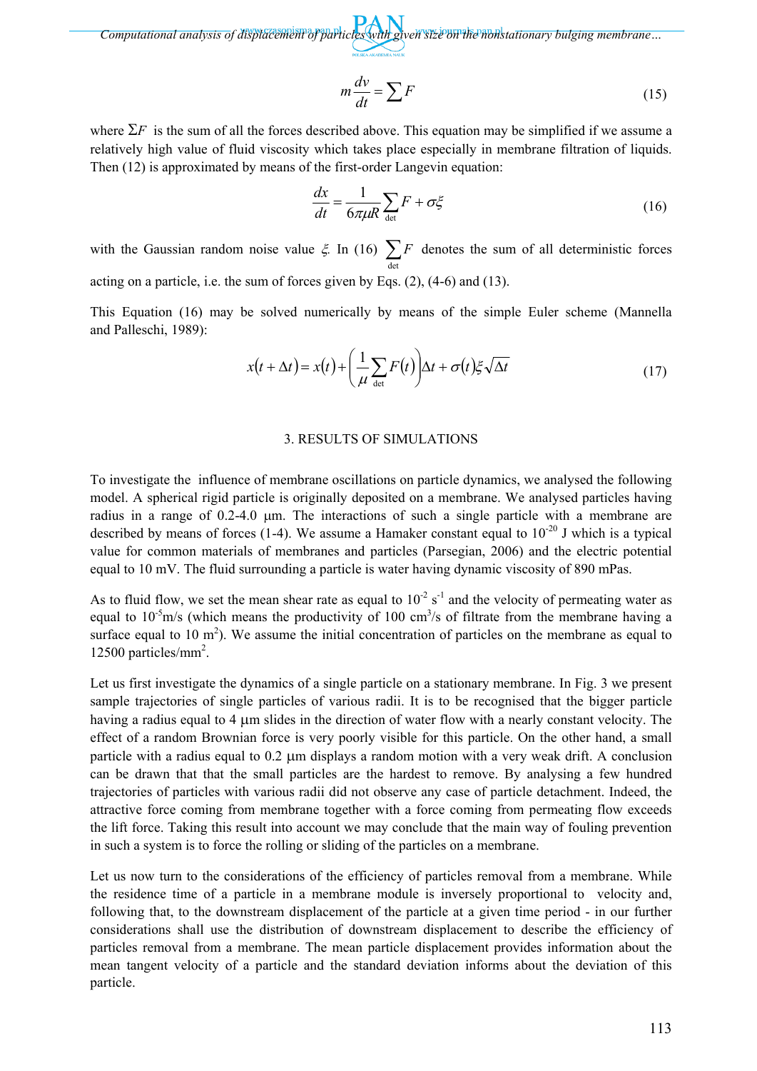$$m\frac{dv}{dt} = \sum F \tag{15}$$

where $\Sigma F$ is the sum of all the forces described above. This equation may be simplified if we assume a relatively high value of fluid viscosity which takes place especially in membrane filtration of liquids. Then (12) is approximated by means of the first-order Langevin equation:

$$\frac{dx}{dt} = \frac{1}{6\pi\mu R}\sum_{\text{det}} F + \sigma\xi \tag{16}$$

with the Gaussian random noise value $\xi$. In (16) $\sum_{\text{det}} F$ denotes the sum of all deterministic forces acting on a particle, i.e. the sum of forces given by Eqs. (2), (4-6) and (13).

This Equation (16) may be solved numerically by means of the simple Euler scheme (Mannella and Palleschi, 1989):

$$x(t+\Delta t) = x(t) + \left(\frac{1}{\mu}\sum_{\text{det}} F(t)\right)\Delta t + \sigma(t)\xi\sqrt{\Delta t} \tag{17}$$

## 3. RESULTS OF SIMULATIONS

To investigate the influence of membrane oscillations on particle dynamics, we analysed the following model. A spherical rigid particle is originally deposited on a membrane. We analysed particles having radius in a range of 0.2-4.0 μm. The interactions of such a single particle with a membrane are described by means of forces (1-4). We assume a Hamaker constant equal to $10^{-20}$ J which is a typical value for common materials of membranes and particles (Parsegian, 2006) and the electric potential equal to 10 mV. The fluid surrounding a particle is water having dynamic viscosity of 890 mPas.

As to fluid flow, we set the mean shear rate as equal to $10^{-2}$ $s^{-1}$ and the velocity of permeating water as equal to $10^{-5}$m/s (which means the productivity of 100 $cm^3$/s of filtrate from the membrane having a surface equal to 10 $m^2$). We assume the initial concentration of particles on the membrane as equal to 12500 particles/$mm^2$.

Let us first investigate the dynamics of a single particle on a stationary membrane. In Fig. 3 we present sample trajectories of single particles of various radii. It is to be recognised that the bigger particle having a radius equal to 4 μm slides in the direction of water flow with a nearly constant velocity. The effect of a random Brownian force is very poorly visible for this particle. On the other hand, a small particle with a radius equal to 0.2 μm displays a random motion with a very weak drift. A conclusion can be drawn that that the small particles are the hardest to remove. By analysing a few hundred trajectories of particles with various radii did not observe any case of particle detachment. Indeed, the attractive force coming from membrane together with a force coming from permeating flow exceeds the lift force. Taking this result into account we may conclude that the main way of fouling prevention in such a system is to force the rolling or sliding of the particles on a membrane.

Let us now turn to the considerations of the efficiency of particles removal from a membrane. While the residence time of a particle in a membrane module is inversely proportional to velocity and, following that, to the downstream displacement of the particle at a given time period - in our further considerations shall use the distribution of downstream displacement to describe the efficiency of particles removal from a membrane. The mean particle displacement provides information about the mean tangent velocity of a particle and the standard deviation informs about the deviation of this particle.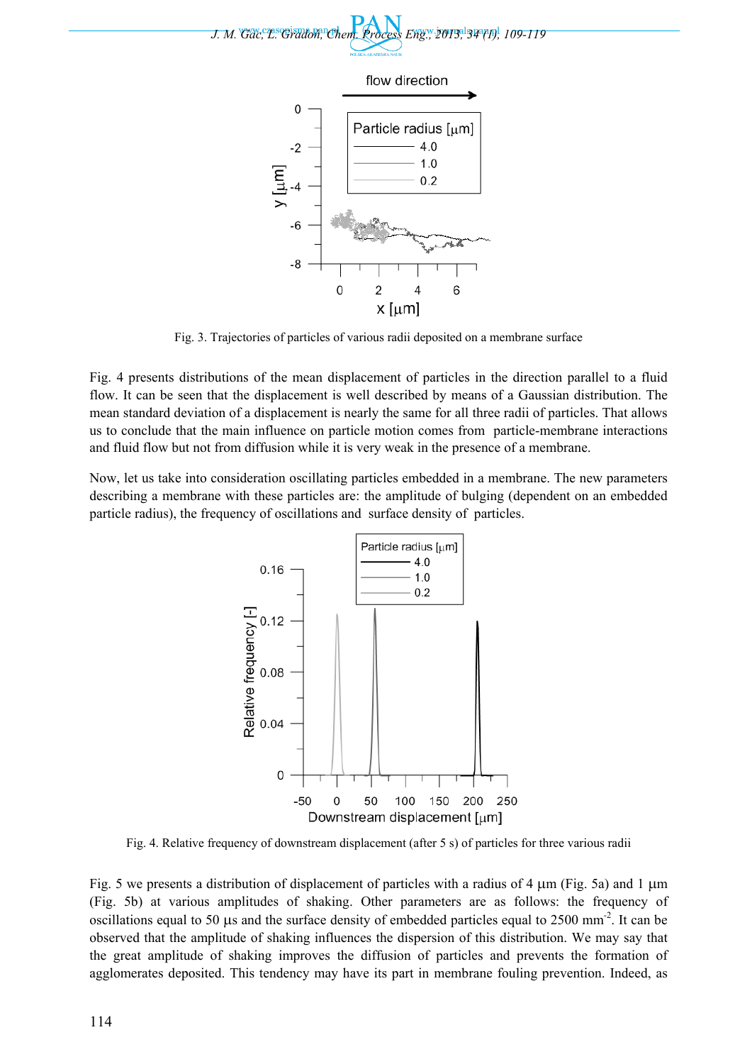Fig. 3. Trajectories of particles of various radii deposited on a membrane surface

Fig. 4 presents distributions of the mean displacement of particles in the direction parallel to a fluid flow. It can be seen that the displacement is well described by means of a Gaussian distribution. The mean standard deviation of a displacement is nearly the same for all three radii of particles. That allows us to conclude that the main influence on particle motion comes from particle-membrane interactions and fluid flow but not from diffusion while it is very weak in the presence of a membrane.

Now, let us take into consideration oscillating particles embedded in a membrane. The new parameters describing a membrane with these particles are: the amplitude of bulging (dependent on an embedded particle radius), the frequency of oscillations and surface density of particles.

Fig. 4. Relative frequency of downstream displacement (after 5 s) of particles for three various radii

Fig. 5 we presents a distribution of displacement of particles with a radius of 4 μm (Fig. 5a) and 1 μm (Fig. 5b) at various amplitudes of shaking. Other parameters are as follows: the frequency of oscillations equal to 50 μs and the surface density of embedded particles equal to 2500 $mm^{-2}$. It can be observed that the amplitude of shaking influences the dispersion of this distribution. We may say that the great amplitude of shaking improves the diffusion of particles and prevents the formation of agglomerates deposited. This tendency may have its part in membrane fouling prevention. Indeed, as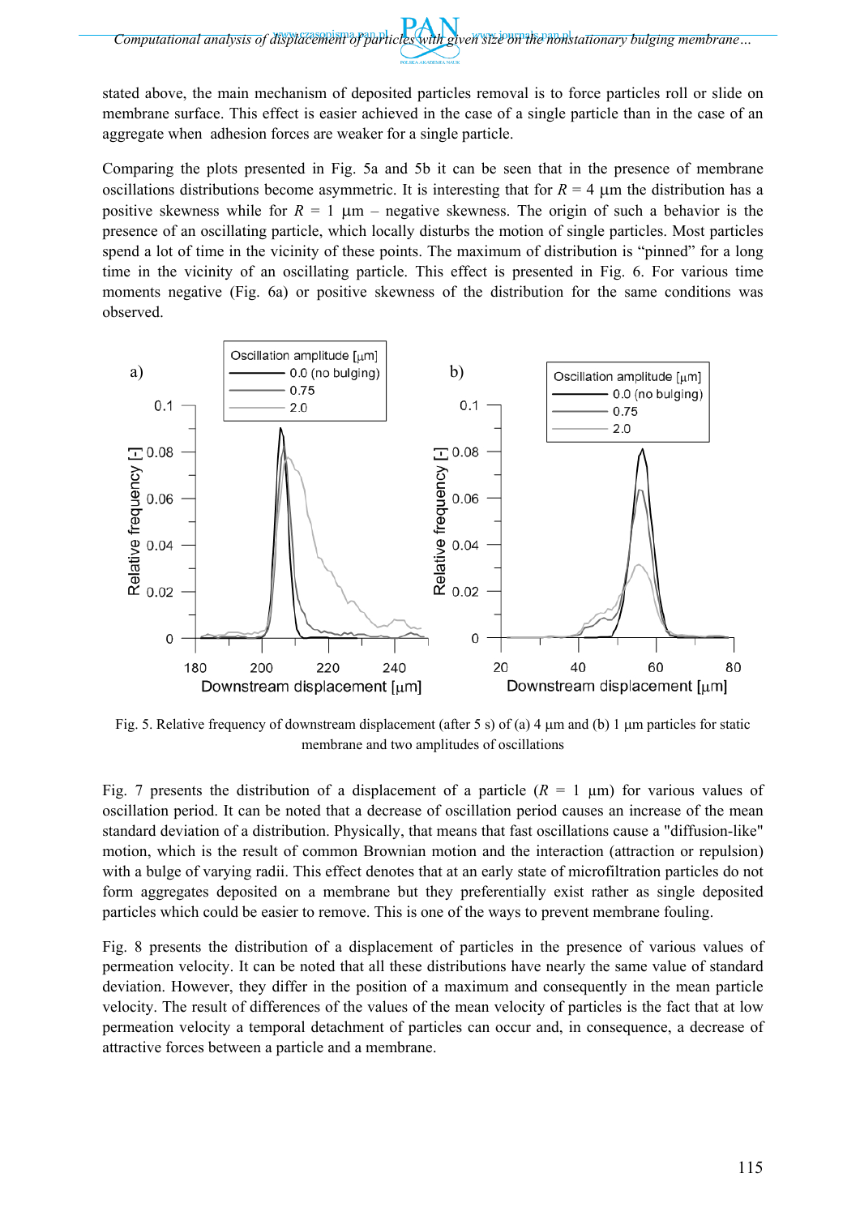stated above, the main mechanism of deposited particles removal is to force particles roll or slide on membrane surface. This effect is easier achieved in the case of a single particle than in the case of an aggregate when adhesion forces are weaker for a single particle.

Comparing the plots presented in Fig. 5a and 5b it can be seen that in the presence of membrane oscillations distributions become asymmetric. It is interesting that for $R$ = 4 μm the distribution has a positive skewness while for $R$ = 1 μm – negative skewness. The origin of such a behavior is the presence of an oscillating particle, which locally disturbs the motion of single particles. Most particles spend a lot of time in the vicinity of these points. The maximum of distribution is "pinned" for a long time in the vicinity of an oscillating particle. This effect is presented in Fig. 6. For various time moments negative (Fig. 6a) or positive skewness of the distribution for the same conditions was observed.

Fig. 5. Relative frequency of downstream displacement (after 5 s) of (a) 4 μm and (b) 1 μm particles for static membrane and two amplitudes of oscillations

Fig. 7 presents the distribution of a displacement of a particle ($R$ = 1 μm) for various values of oscillation period. It can be noted that a decrease of oscillation period causes an increase of the mean standard deviation of a distribution. Physically, that means that fast oscillations cause a "diffusion-like" motion, which is the result of common Brownian motion and the interaction (attraction or repulsion) with a bulge of varying radii. This effect denotes that at an early state of microfiltration particles do not form aggregates deposited on a membrane but they preferentially exist rather as single deposited particles which could be easier to remove. This is one of the ways to prevent membrane fouling.

Fig. 8 presents the distribution of a displacement of particles in the presence of various values of permeation velocity. It can be noted that all these distributions have nearly the same value of standard deviation. However, they differ in the position of a maximum and consequently in the mean particle velocity. The result of differences of the values of the mean velocity of particles is the fact that at low permeation velocity a temporal detachment of particles can occur and, in consequence, a decrease of attractive forces between a particle and a membrane.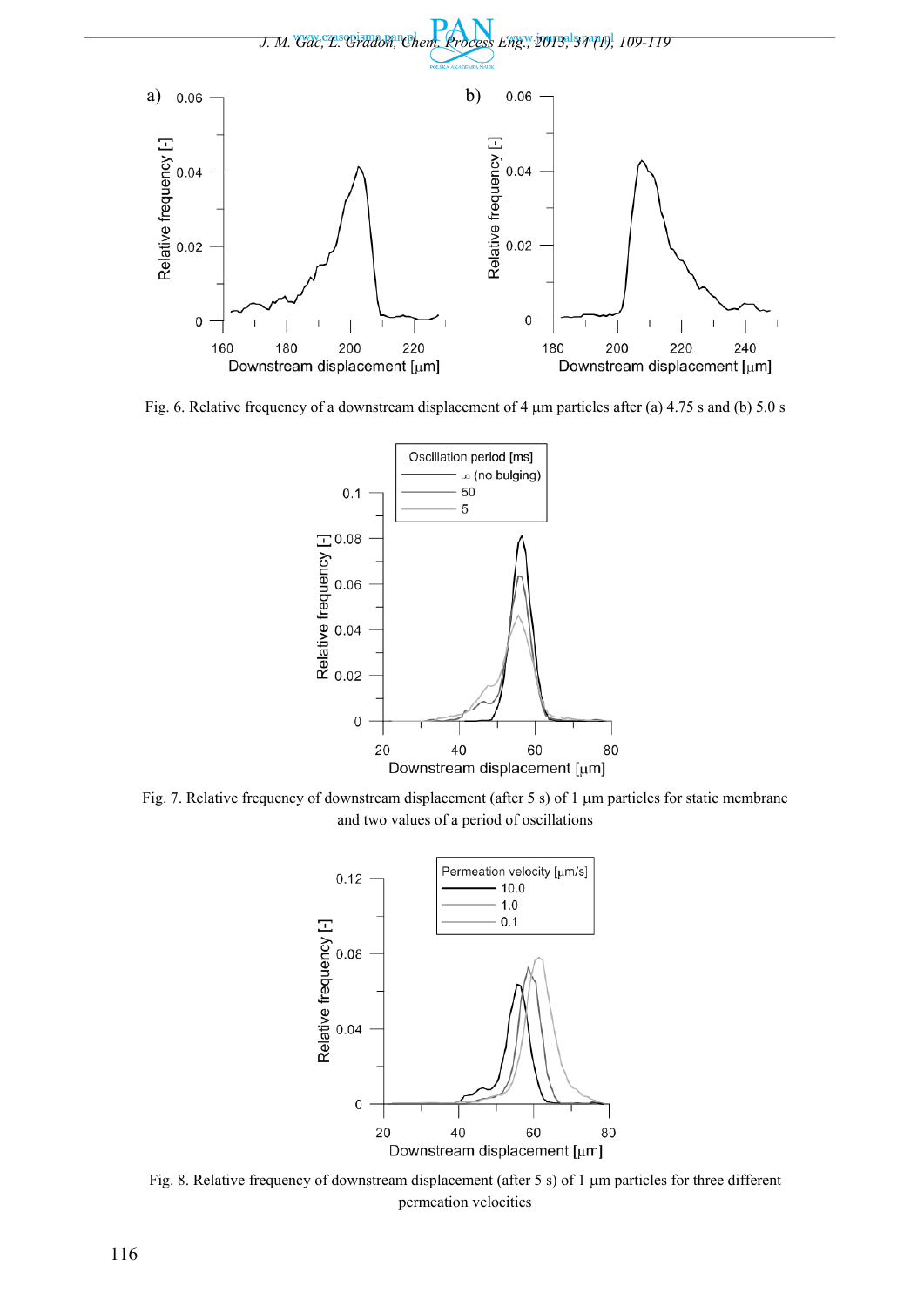Fig. 6. Relative frequency of a downstream displacement of 4 μm particles after (a) 4.75 s and (b) 5.0 s

Fig. 7. Relative frequency of downstream displacement (after 5 s) of 1 μm particles for static membrane and two values of a period of oscillations

Fig. 8. Relative frequency of downstream displacement (after 5 s) of 1 μm particles for three different permeation velocities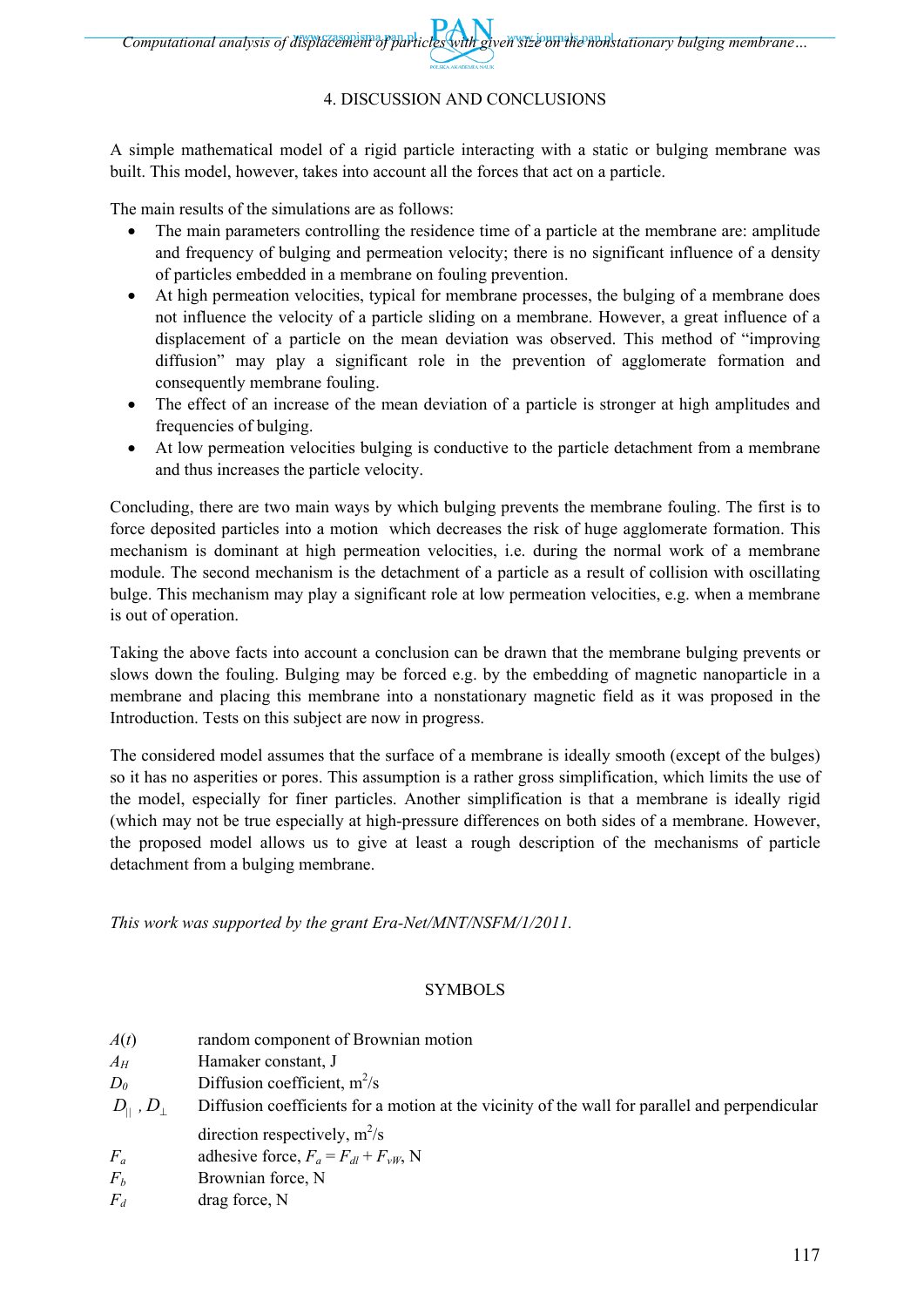## 4. DISCUSSION AND CONCLUSIONS

A simple mathematical model of a rigid particle interacting with a static or bulging membrane was built. This model, however, takes into account all the forces that act on a particle.

The main results of the simulations are as follows:

- The main parameters controlling the residence time of a particle at the membrane are: amplitude and frequency of bulging and permeation velocity; there is no significant influence of a density of particles embedded in a membrane on fouling prevention.
- At high permeation velocities, typical for membrane processes, the bulging of a membrane does not influence the velocity of a particle sliding on a membrane. However, a great influence of a displacement of a particle on the mean deviation was observed. This method of "improving diffusion" may play a significant role in the prevention of agglomerate formation and consequently membrane fouling.
- The effect of an increase of the mean deviation of a particle is stronger at high amplitudes and frequencies of bulging.
- At low permeation velocities bulging is conductive to the particle detachment from a membrane and thus increases the particle velocity.

Concluding, there are two main ways by which bulging prevents the membrane fouling. The first is to force deposited particles into a motion which decreases the risk of huge agglomerate formation. This mechanism is dominant at high permeation velocities, i.e. during the normal work of a membrane module. The second mechanism is the detachment of a particle as a result of collision with oscillating bulge. This mechanism may play a significant role at low permeation velocities, e.g. when a membrane is out of operation.

Taking the above facts into account a conclusion can be drawn that the membrane bulging prevents or slows down the fouling. Bulging may be forced e.g. by the embedding of magnetic nanoparticle in a membrane and placing this membrane into a nonstationary magnetic field as it was proposed in the Introduction. Tests on this subject are now in progress.

The considered model assumes that the surface of a membrane is ideally smooth (except of the bulges) so it has no asperities or pores. This assumption is a rather gross simplification, which limits the use of the model, especially for finer particles. Another simplification is that a membrane is ideally rigid (which may not be true especially at high-pressure differences on both sides of a membrane. However, the proposed model allows us to give at least a rough description of the mechanisms of particle detachment from a bulging membrane.

*This work was supported by the grant Era-Net/MNT/NSFM/1/2011.*

## SYMBOLS

| | |
|---|---|
| $A(t)$ | random component of Brownian motion |
| $A_H$ | Hamaker constant, J |
| $D_0$ | Diffusion coefficient, $m^2/s$ |
| $D_{\|\|}$ , $D_{\perp}$ | Diffusion coefficients for a motion at the vicinity of the wall for parallel and perpendicular direction respectively, $m^2/s$ |
| $F_a$ | adhesive force, $F_a = F_{dl} + F_{vW}$, N |
| $F_b$ | Brownian force, N |
| $F_d$ | drag force, N |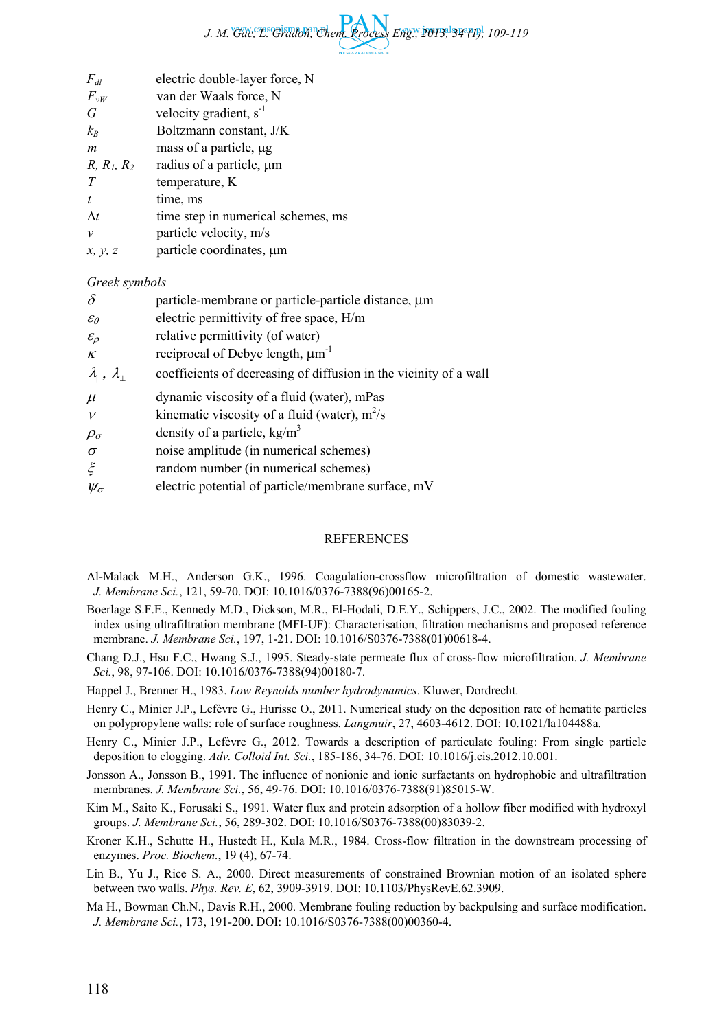| | |
|---|---|
| $F_{dl}$ | electric double-layer force, N |
| $F_{vW}$ | van der Waals force, N |
| $G$ | velocity gradient, $s^{-1}$ |
| $k_B$ | Boltzmann constant, J/K |
| $m$ | mass of a particle, μg |
| $R$, $R_1$, $R_2$ | radius of a particle, μm |
| $T$ | temperature, K |
| $t$ | time, ms |
| $\Delta t$ | time step in numerical schemes, ms |
| $v$ | particle velocity, m/s |
| $x$, $y$, $z$ | particle coordinates, μm |

*Greek symbols*

| | |
|---|---|
| $\delta$ | particle-membrane or particle-particle distance, μm |
| $\varepsilon_0$ | electric permittivity of free space, H/m |
| $\varepsilon_\rho$ | relative permittivity (of water) |
| $\kappa$ | reciprocal of Debye length, $\mu m^{-1}$ |
| $\lambda_{\parallel}$, $\lambda_{\perp}$ | coefficients of decreasing of diffusion in the vicinity of a wall |
| $\mu$ | dynamic viscosity of a fluid (water), mPas |
| $\nu$ | kinematic viscosity of a fluid (water), $m^2/s$ |
| $\rho_\sigma$ | density of a particle, $kg/m^3$ |
| $\sigma$ | noise amplitude (in numerical schemes) |
| $\xi$ | random number (in numerical schemes) |
| $\psi_\sigma$ | electric potential of particle/membrane surface, mV |

## REFERENCES

Al-Malack M.H., Anderson G.K., 1996. Coagulation-crossflow microfiltration of domestic wastewater. *J. Membrane Sci.*, 121, 59-70. DOI: 10.1016/0376-7388(96)00165-2.

Boerlage S.F.E., Kennedy M.D., Dickson, M.R., El-Hodali, D.E.Y., Schippers, J.C., 2002. The modified fouling index using ultrafiltration membrane (MFI-UF): Characterisation, filtration mechanisms and proposed reference membrane. *J. Membrane Sci.*, 197, 1-21. DOI: 10.1016/S0376-7388(01)00618-4.

Chang D.J., Hsu F.C., Hwang S.J., 1995. Steady-state permeate flux of cross-flow microfiltration. *J. Membrane Sci.*, 98, 97-106. DOI: 10.1016/0376-7388(94)00180-7.

Happel J., Brenner H., 1983. *Low Reynolds number hydrodynamics*. Kluwer, Dordrecht.

Henry C., Minier J.P., Lefèvre G., Hurisse O., 2011. Numerical study on the deposition rate of hematite particles on polypropylene walls: role of surface roughness. *Langmuir*, 27, 4603-4612. DOI: 10.1021/la104488a.

Henry C., Minier J.P., Lefèvre G., 2012. Towards a description of particulate fouling: From single particle deposition to clogging. *Adv. Colloid Int. Sci.*, 185-186, 34-76. DOI: 10.1016/j.cis.2012.10.001.

Jonsson A., Jonsson B., 1991. The influence of nonionic and ionic surfactants on hydrophobic and ultrafiltration membranes. *J. Membrane Sci.*, 56, 49-76. DOI: 10.1016/0376-7388(91)85015-W.

Kim M., Saito K., Forusaki S., 1991. Water flux and protein adsorption of a hollow fiber modified with hydroxyl groups. *J. Membrane Sci.*, 56, 289-302. DOI: 10.1016/S0376-7388(00)83039-2.

Kroner K.H., Schutte H., Hustedt H., Kula M.R., 1984. Cross-flow filtration in the downstream processing of enzymes. *Proc. Biochem.*, 19 (4), 67-74.

Lin B., Yu J., Rice S. A., 2000. Direct measurements of constrained Brownian motion of an isolated sphere between two walls. *Phys. Rev. E*, 62, 3909-3919. DOI: 10.1103/PhysRevE.62.3909.

Ma H., Bowman Ch.N., Davis R.H., 2000. Membrane fouling reduction by backpulsing and surface modification. *J. Membrane Sci.*, 173, 191-200. DOI: 10.1016/S0376-7388(00)00360-4.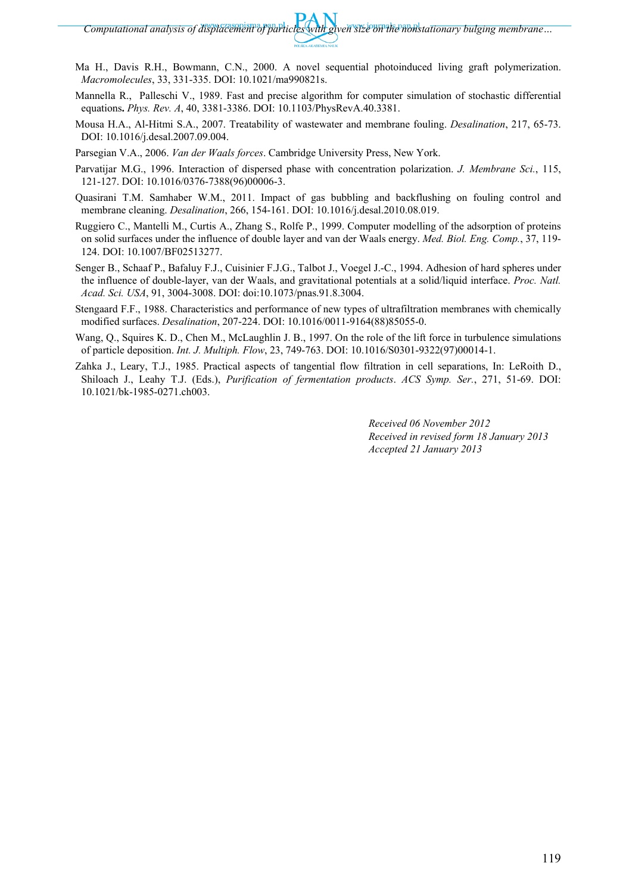Ma H., Davis R.H., Bowmann, C.N., 2000. A novel sequential photoinduced living graft polymerization. *Macromolecules*, 33, 331-335. DOI: 10.1021/ma990821s.

Mannella R., Palleschi V., 1989. Fast and precise algorithm for computer simulation of stochastic differential equations**.** *Phys. Rev. A*, 40, 3381-3386. DOI: 10.1103/PhysRevA.40.3381.

Mousa H.A., Al-Hitmi S.A., 2007. Treatability of wastewater and membrane fouling. *Desalination*, 217, 65-73. DOI: 10.1016/j.desal.2007.09.004.

Parsegian V.A., 2006. *Van der Waals forces*. Cambridge University Press, New York.

Parvatijar M.G., 1996. Interaction of dispersed phase with concentration polarization. *J. Membrane Sci.*, 115, 121-127. DOI: 10.1016/0376-7388(96)00006-3.

Quasirani T.M. Samhaber W.M., 2011. Impact of gas bubbling and backflushing on fouling control and membrane cleaning. *Desalination*, 266, 154-161. DOI: 10.1016/j.desal.2010.08.019.

Ruggiero C., Mantelli M., Curtis A., Zhang S., Rolfe P., 1999. Computer modelling of the adsorption of proteins on solid surfaces under the influence of double layer and van der Waals energy. *Med. Biol. Eng. Comp.*, 37, 119-124. DOI: 10.1007/BF02513277.

Senger B., Schaaf P., Bafaluy F.J., Cuisinier F.J.G., Talbot J., Voegel J.-C., 1994. Adhesion of hard spheres under the influence of double-layer, van der Waals, and gravitational potentials at a solid/liquid interface. *Proc. Natl. Acad. Sci. USA*, 91, 3004-3008. DOI: doi:10.1073/pnas.91.8.3004.

Stengaard F.F., 1988. Characteristics and performance of new types of ultrafiltration membranes with chemically modified surfaces. *Desalination*, 207-224. DOI: 10.1016/0011-9164(88)85055-0.

Wang, Q., Squires K. D., Chen M., McLaughlin J. B., 1997. On the role of the lift force in turbulence simulations of particle deposition. *Int. J. Multiph. Flow*, 23, 749-763. DOI: 10.1016/S0301-9322(97)00014-1.

Zahka J., Leary, T.J., 1985. Practical aspects of tangential flow filtration in cell separations, In: LeRoith D., Shiloach J., Leahy T.J. (Eds.), *Purification of fermentation products*. *ACS Symp. Ser.*, 271, 51-69. DOI: 10.1021/bk-1985-0271.ch003.

*Received 06 November 2012*
*Received in revised form 18 January 2013*
*Accepted 21 January 2013*